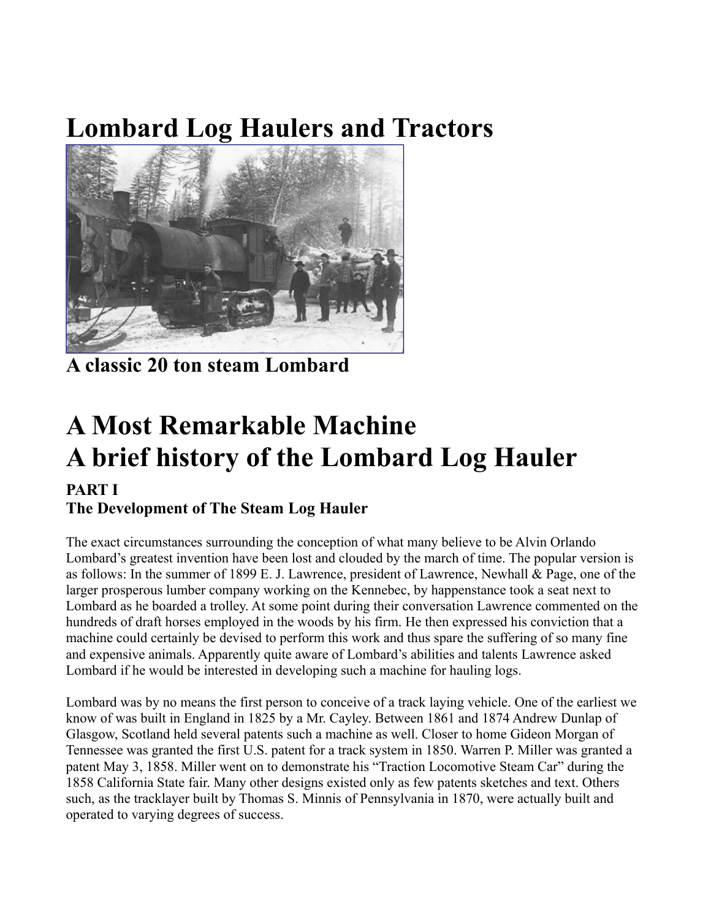# Lombard Log Haulers and Tractors

**A classic 20 ton steam Lombard**

# A Most Remarkable Machine
# A brief history of the Lombard Log Hauler

### PART I
### The Development of The Steam Log Hauler

The exact circumstances surrounding the conception of what many believe to be Alvin Orlando Lombard's greatest invention have been lost and clouded by the march of time. The popular version is as follows: In the summer of 1899 E. J. Lawrence, president of Lawrence, Newhall & Page, one of the larger prosperous lumber company working on the Kennebec, by happenstance took a seat next to Lombard as he boarded a trolley. At some point during their conversation Lawrence commented on the hundreds of draft horses employed in the woods by his firm. He then expressed his conviction that a machine could certainly be devised to perform this work and thus spare the suffering of so many fine and expensive animals. Apparently quite aware of Lombard's abilities and talents Lawrence asked Lombard if he would be interested in developing such a machine for hauling logs.

Lombard was by no means the first person to conceive of a track laying vehicle. One of the earliest we know of was built in England in 1825 by a Mr. Cayley. Between 1861 and 1874 Andrew Dunlap of Glasgow, Scotland held several patents such a machine as well. Closer to home Gideon Morgan of Tennessee was granted the first U.S. patent for a track system in 1850. Warren P. Miller was granted a patent May 3, 1858. Miller went on to demonstrate his "Traction Locomotive Steam Car" during the 1858 California State fair. Many other designs existed only as few patents sketches and text. Others such, as the tracklayer built by Thomas S. Minnis of Pennsylvania in 1870, were actually built and operated to varying degrees of success.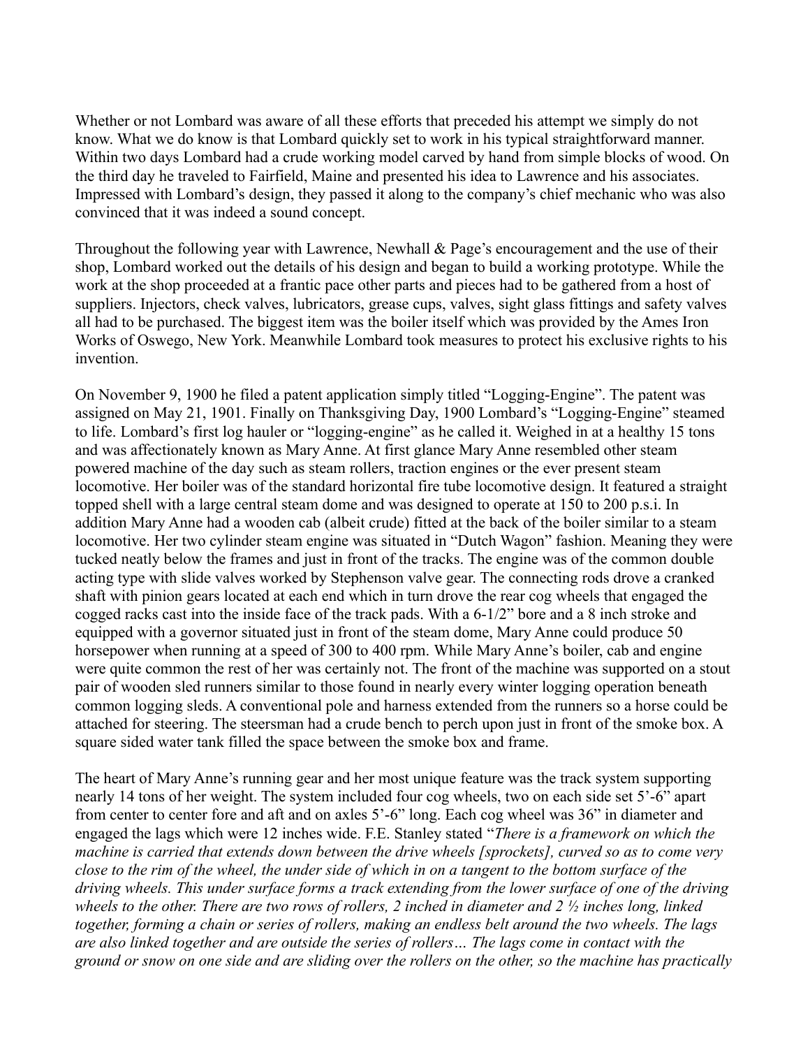Whether or not Lombard was aware of all these efforts that preceded his attempt we simply do not know. What we do know is that Lombard quickly set to work in his typical straightforward manner. Within two days Lombard had a crude working model carved by hand from simple blocks of wood. On the third day he traveled to Fairfield, Maine and presented his idea to Lawrence and his associates. Impressed with Lombard's design, they passed it along to the company's chief mechanic who was also convinced that it was indeed a sound concept.

Throughout the following year with Lawrence, Newhall & Page's encouragement and the use of their shop, Lombard worked out the details of his design and began to build a working prototype. While the work at the shop proceeded at a frantic pace other parts and pieces had to be gathered from a host of suppliers. Injectors, check valves, lubricators, grease cups, valves, sight glass fittings and safety valves all had to be purchased. The biggest item was the boiler itself which was provided by the Ames Iron Works of Oswego, New York. Meanwhile Lombard took measures to protect his exclusive rights to his invention.

On November 9, 1900 he filed a patent application simply titled "Logging-Engine". The patent was assigned on May 21, 1901. Finally on Thanksgiving Day, 1900 Lombard's "Logging-Engine" steamed to life. Lombard's first log hauler or "logging-engine" as he called it. Weighed in at a healthy 15 tons and was affectionately known as Mary Anne. At first glance Mary Anne resembled other steam powered machine of the day such as steam rollers, traction engines or the ever present steam locomotive. Her boiler was of the standard horizontal fire tube locomotive design. It featured a straight topped shell with a large central steam dome and was designed to operate at 150 to 200 p.s.i. In addition Mary Anne had a wooden cab (albeit crude) fitted at the back of the boiler similar to a steam locomotive. Her two cylinder steam engine was situated in "Dutch Wagon" fashion. Meaning they were tucked neatly below the frames and just in front of the tracks. The engine was of the common double acting type with slide valves worked by Stephenson valve gear. The connecting rods drove a cranked shaft with pinion gears located at each end which in turn drove the rear cog wheels that engaged the cogged racks cast into the inside face of the track pads. With a 6-1/2" bore and a 8 inch stroke and equipped with a governor situated just in front of the steam dome, Mary Anne could produce 50 horsepower when running at a speed of 300 to 400 rpm. While Mary Anne's boiler, cab and engine were quite common the rest of her was certainly not. The front of the machine was supported on a stout pair of wooden sled runners similar to those found in nearly every winter logging operation beneath common logging sleds. A conventional pole and harness extended from the runners so a horse could be attached for steering. The steersman had a crude bench to perch upon just in front of the smoke box. A square sided water tank filled the space between the smoke box and frame.

The heart of Mary Anne's running gear and her most unique feature was the track system supporting nearly 14 tons of her weight. The system included four cog wheels, two on each side set 5'-6" apart from center to center fore and aft and on axles 5'-6" long. Each cog wheel was 36" in diameter and engaged the lags which were 12 inches wide. F.E. Stanley stated "*There is a framework on which the machine is carried that extends down between the drive wheels [sprockets], curved so as to come very close to the rim of the wheel, the under side of which in on a tangent to the bottom surface of the driving wheels. This under surface forms a track extending from the lower surface of one of the driving wheels to the other. There are two rows of rollers, 2 inched in diameter and 2 ½ inches long, linked together, forming a chain or series of rollers, making an endless belt around the two wheels. The lags are also linked together and are outside the series of rollers… The lags come in contact with the ground or snow on one side and are sliding over the rollers on the other, so the machine has practically*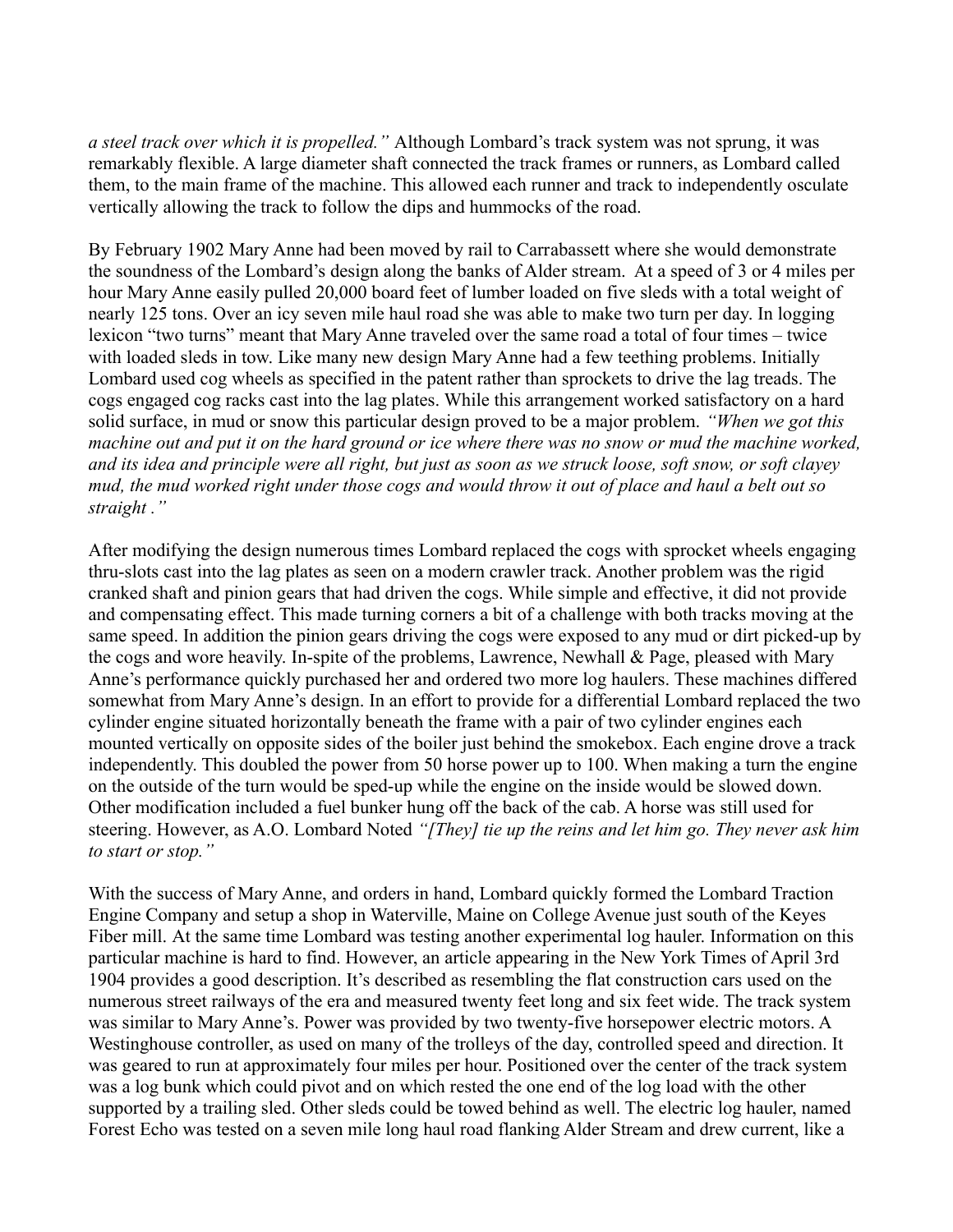*a steel track over which it is propelled."* Although Lombard's track system was not sprung, it was remarkably flexible. A large diameter shaft connected the track frames or runners, as Lombard called them, to the main frame of the machine. This allowed each runner and track to independently osculate vertically allowing the track to follow the dips and hummocks of the road.

By February 1902 Mary Anne had been moved by rail to Carrabassett where she would demonstrate the soundness of the Lombard's design along the banks of Alder stream. At a speed of 3 or 4 miles per hour Mary Anne easily pulled 20,000 board feet of lumber loaded on five sleds with a total weight of nearly 125 tons. Over an icy seven mile haul road she was able to make two turn per day. In logging lexicon "two turns" meant that Mary Anne traveled over the same road a total of four times – twice with loaded sleds in tow. Like many new design Mary Anne had a few teething problems. Initially Lombard used cog wheels as specified in the patent rather than sprockets to drive the lag treads. The cogs engaged cog racks cast into the lag plates. While this arrangement worked satisfactory on a hard solid surface, in mud or snow this particular design proved to be a major problem. *"When we got this machine out and put it on the hard ground or ice where there was no snow or mud the machine worked, and its idea and principle were all right, but just as soon as we struck loose, soft snow, or soft clayey mud, the mud worked right under those cogs and would throw it out of place and haul a belt out so straight ."*

After modifying the design numerous times Lombard replaced the cogs with sprocket wheels engaging thru-slots cast into the lag plates as seen on a modern crawler track. Another problem was the rigid cranked shaft and pinion gears that had driven the cogs. While simple and effective, it did not provide and compensating effect. This made turning corners a bit of a challenge with both tracks moving at the same speed. In addition the pinion gears driving the cogs were exposed to any mud or dirt picked-up by the cogs and wore heavily. In-spite of the problems, Lawrence, Newhall & Page, pleased with Mary Anne's performance quickly purchased her and ordered two more log haulers. These machines differed somewhat from Mary Anne's design. In an effort to provide for a differential Lombard replaced the two cylinder engine situated horizontally beneath the frame with a pair of two cylinder engines each mounted vertically on opposite sides of the boiler just behind the smokebox. Each engine drove a track independently. This doubled the power from 50 horse power up to 100. When making a turn the engine on the outside of the turn would be sped-up while the engine on the inside would be slowed down. Other modification included a fuel bunker hung off the back of the cab. A horse was still used for steering. However, as A.O. Lombard Noted *"[They] tie up the reins and let him go. They never ask him to start or stop."*

With the success of Mary Anne, and orders in hand, Lombard quickly formed the Lombard Traction Engine Company and setup a shop in Waterville, Maine on College Avenue just south of the Keyes Fiber mill. At the same time Lombard was testing another experimental log hauler. Information on this particular machine is hard to find. However, an article appearing in the New York Times of April 3rd 1904 provides a good description. It's described as resembling the flat construction cars used on the numerous street railways of the era and measured twenty feet long and six feet wide. The track system was similar to Mary Anne's. Power was provided by two twenty-five horsepower electric motors. A Westinghouse controller, as used on many of the trolleys of the day, controlled speed and direction. It was geared to run at approximately four miles per hour. Positioned over the center of the track system was a log bunk which could pivot and on which rested the one end of the log load with the other supported by a trailing sled. Other sleds could be towed behind as well. The electric log hauler, named Forest Echo was tested on a seven mile long haul road flanking Alder Stream and drew current, like a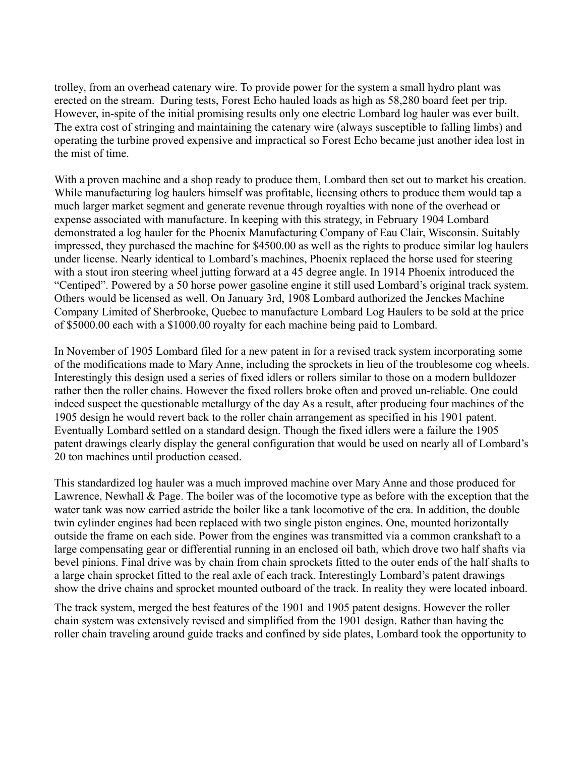trolley, from an overhead catenary wire. To provide power for the system a small hydro plant was erected on the stream. During tests, Forest Echo hauled loads as high as 58,280 board feet per trip. However, in-spite of the initial promising results only one electric Lombard log hauler was ever built. The extra cost of stringing and maintaining the catenary wire (always susceptible to falling limbs) and operating the turbine proved expensive and impractical so Forest Echo became just another idea lost in the mist of time.

With a proven machine and a shop ready to produce them, Lombard then set out to market his creation. While manufacturing log haulers himself was profitable, licensing others to produce them would tap a much larger market segment and generate revenue through royalties with none of the overhead or expense associated with manufacture. In keeping with this strategy, in February 1904 Lombard demonstrated a log hauler for the Phoenix Manufacturing Company of Eau Clair, Wisconsin. Suitably impressed, they purchased the machine for $4500.00 as well as the rights to produce similar log haulers under license. Nearly identical to Lombard's machines, Phoenix replaced the horse used for steering with a stout iron steering wheel jutting forward at a 45 degree angle. In 1914 Phoenix introduced the "Centiped". Powered by a 50 horse power gasoline engine it still used Lombard's original track system. Others would be licensed as well. On January 3rd, 1908 Lombard authorized the Jenckes Machine Company Limited of Sherbrooke, Quebec to manufacture Lombard Log Haulers to be sold at the price of $5000.00 each with a $1000.00 royalty for each machine being paid to Lombard.

In November of 1905 Lombard filed for a new patent in for a revised track system incorporating some of the modifications made to Mary Anne, including the sprockets in lieu of the troublesome cog wheels. Interestingly this design used a series of fixed idlers or rollers similar to those on a modern bulldozer rather then the roller chains. However the fixed rollers broke often and proved un-reliable. One could indeed suspect the questionable metallurgy of the day As a result, after producing four machines of the 1905 design he would revert back to the roller chain arrangement as specified in his 1901 patent. Eventually Lombard settled on a standard design. Though the fixed idlers were a failure the 1905 patent drawings clearly display the general configuration that would be used on nearly all of Lombard's 20 ton machines until production ceased.

This standardized log hauler was a much improved machine over Mary Anne and those produced for Lawrence, Newhall & Page. The boiler was of the locomotive type as before with the exception that the water tank was now carried astride the boiler like a tank locomotive of the era. In addition, the double twin cylinder engines had been replaced with two single piston engines. One, mounted horizontally outside the frame on each side. Power from the engines was transmitted via a common crankshaft to a large compensating gear or differential running in an enclosed oil bath, which drove two half shafts via bevel pinions. Final drive was by chain from chain sprockets fitted to the outer ends of the half shafts to a large chain sprocket fitted to the real axle of each track. Interestingly Lombard's patent drawings show the drive chains and sprocket mounted outboard of the track. In reality they were located inboard.

The track system, merged the best features of the 1901 and 1905 patent designs. However the roller chain system was extensively revised and simplified from the 1901 design. Rather than having the roller chain traveling around guide tracks and confined by side plates, Lombard took the opportunity to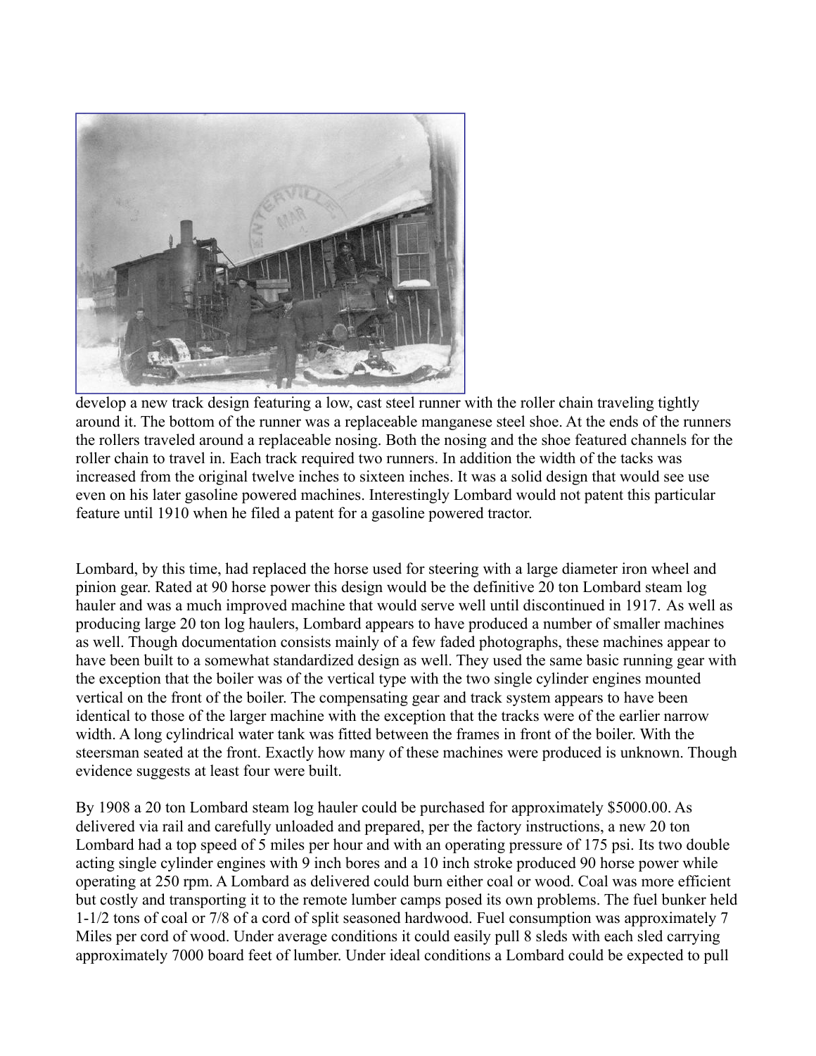develop a new track design featuring a low, cast steel runner with the roller chain traveling tightly around it. The bottom of the runner was a replaceable manganese steel shoe. At the ends of the runners the rollers traveled around a replaceable nosing. Both the nosing and the shoe featured channels for the roller chain to travel in. Each track required two runners. In addition the width of the tacks was increased from the original twelve inches to sixteen inches. It was a solid design that would see use even on his later gasoline powered machines. Interestingly Lombard would not patent this particular feature until 1910 when he filed a patent for a gasoline powered tractor.

Lombard, by this time, had replaced the horse used for steering with a large diameter iron wheel and pinion gear. Rated at 90 horse power this design would be the definitive 20 ton Lombard steam log hauler and was a much improved machine that would serve well until discontinued in 1917. As well as producing large 20 ton log haulers, Lombard appears to have produced a number of smaller machines as well. Though documentation consists mainly of a few faded photographs, these machines appear to have been built to a somewhat standardized design as well. They used the same basic running gear with the exception that the boiler was of the vertical type with the two single cylinder engines mounted vertical on the front of the boiler. The compensating gear and track system appears to have been identical to those of the larger machine with the exception that the tracks were of the earlier narrow width. A long cylindrical water tank was fitted between the frames in front of the boiler. With the steersman seated at the front. Exactly how many of these machines were produced is unknown. Though evidence suggests at least four were built.

By 1908 a 20 ton Lombard steam log hauler could be purchased for approximately $5000.00. As delivered via rail and carefully unloaded and prepared, per the factory instructions, a new 20 ton Lombard had a top speed of 5 miles per hour and with an operating pressure of 175 psi. Its two double acting single cylinder engines with 9 inch bores and a 10 inch stroke produced 90 horse power while operating at 250 rpm. A Lombard as delivered could burn either coal or wood. Coal was more efficient but costly and transporting it to the remote lumber camps posed its own problems. The fuel bunker held 1-1/2 tons of coal or 7/8 of a cord of split seasoned hardwood. Fuel consumption was approximately 7 Miles per cord of wood. Under average conditions it could easily pull 8 sleds with each sled carrying approximately 7000 board feet of lumber. Under ideal conditions a Lombard could be expected to pull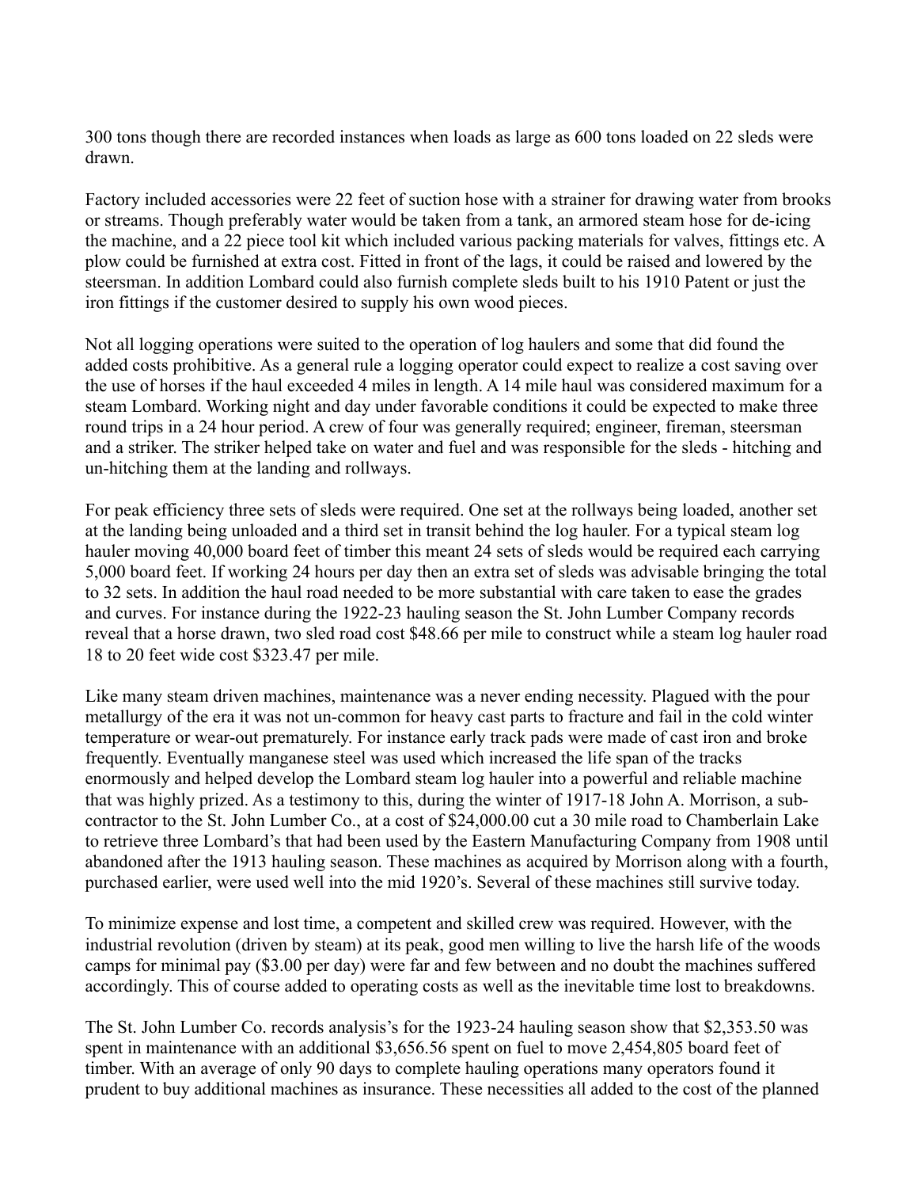300 tons though there are recorded instances when loads as large as 600 tons loaded on 22 sleds were drawn.

Factory included accessories were 22 feet of suction hose with a strainer for drawing water from brooks or streams. Though preferably water would be taken from a tank, an armored steam hose for de-icing the machine, and a 22 piece tool kit which included various packing materials for valves, fittings etc. A plow could be furnished at extra cost. Fitted in front of the lags, it could be raised and lowered by the steersman. In addition Lombard could also furnish complete sleds built to his 1910 Patent or just the iron fittings if the customer desired to supply his own wood pieces.

Not all logging operations were suited to the operation of log haulers and some that did found the added costs prohibitive. As a general rule a logging operator could expect to realize a cost saving over the use of horses if the haul exceeded 4 miles in length. A 14 mile haul was considered maximum for a steam Lombard. Working night and day under favorable conditions it could be expected to make three round trips in a 24 hour period. A crew of four was generally required; engineer, fireman, steersman and a striker. The striker helped take on water and fuel and was responsible for the sleds - hitching and un-hitching them at the landing and rollways.

For peak efficiency three sets of sleds were required. One set at the rollways being loaded, another set at the landing being unloaded and a third set in transit behind the log hauler. For a typical steam log hauler moving 40,000 board feet of timber this meant 24 sets of sleds would be required each carrying 5,000 board feet. If working 24 hours per day then an extra set of sleds was advisable bringing the total to 32 sets. In addition the haul road needed to be more substantial with care taken to ease the grades and curves. For instance during the 1922-23 hauling season the St. John Lumber Company records reveal that a horse drawn, two sled road cost $48.66 per mile to construct while a steam log hauler road 18 to 20 feet wide cost $323.47 per mile.

Like many steam driven machines, maintenance was a never ending necessity. Plagued with the pour metallurgy of the era it was not un-common for heavy cast parts to fracture and fail in the cold winter temperature or wear-out prematurely. For instance early track pads were made of cast iron and broke frequently. Eventually manganese steel was used which increased the life span of the tracks enormously and helped develop the Lombard steam log hauler into a powerful and reliable machine that was highly prized. As a testimony to this, during the winter of 1917-18 John A. Morrison, a sub-contractor to the St. John Lumber Co., at a cost of $24,000.00 cut a 30 mile road to Chamberlain Lake to retrieve three Lombard's that had been used by the Eastern Manufacturing Company from 1908 until abandoned after the 1913 hauling season. These machines as acquired by Morrison along with a fourth, purchased earlier, were used well into the mid 1920's. Several of these machines still survive today.

To minimize expense and lost time, a competent and skilled crew was required. However, with the industrial revolution (driven by steam) at its peak, good men willing to live the harsh life of the woods camps for minimal pay ($3.00 per day) were far and few between and no doubt the machines suffered accordingly. This of course added to operating costs as well as the inevitable time lost to breakdowns.

The St. John Lumber Co. records analysis's for the 1923-24 hauling season show that $2,353.50 was spent in maintenance with an additional $3,656.56 spent on fuel to move 2,454,805 board feet of timber. With an average of only 90 days to complete hauling operations many operators found it prudent to buy additional machines as insurance. These necessities all added to the cost of the planned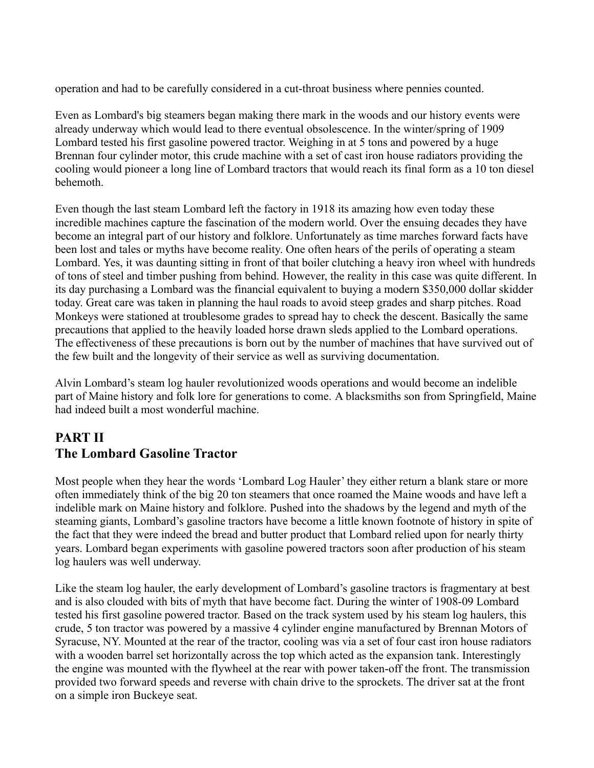operation and had to be carefully considered in a cut-throat business where pennies counted.

Even as Lombard's big steamers began making there mark in the woods and our history events were already underway which would lead to there eventual obsolescence. In the winter/spring of 1909 Lombard tested his first gasoline powered tractor. Weighing in at 5 tons and powered by a huge Brennan four cylinder motor, this crude machine with a set of cast iron house radiators providing the cooling would pioneer a long line of Lombard tractors that would reach its final form as a 10 ton diesel behemoth.

Even though the last steam Lombard left the factory in 1918 its amazing how even today these incredible machines capture the fascination of the modern world. Over the ensuing decades they have become an integral part of our history and folklore. Unfortunately as time marches forward facts have been lost and tales or myths have become reality. One often hears of the perils of operating a steam Lombard. Yes, it was daunting sitting in front of that boiler clutching a heavy iron wheel with hundreds of tons of steel and timber pushing from behind. However, the reality in this case was quite different. In its day purchasing a Lombard was the financial equivalent to buying a modern $350,000 dollar skidder today. Great care was taken in planning the haul roads to avoid steep grades and sharp pitches. Road Monkeys were stationed at troublesome grades to spread hay to check the descent. Basically the same precautions that applied to the heavily loaded horse drawn sleds applied to the Lombard operations. The effectiveness of these precautions is born out by the number of machines that have survived out of the few built and the longevity of their service as well as surviving documentation.

Alvin Lombard's steam log hauler revolutionized woods operations and would become an indelible part of Maine history and folk lore for generations to come. A blacksmiths son from Springfield, Maine had indeed built a most wonderful machine.

## PART II
## The Lombard Gasoline Tractor

Most people when they hear the words 'Lombard Log Hauler' they either return a blank stare or more often immediately think of the big 20 ton steamers that once roamed the Maine woods and have left a indelible mark on Maine history and folklore. Pushed into the shadows by the legend and myth of the steaming giants, Lombard's gasoline tractors have become a little known footnote of history in spite of the fact that they were indeed the bread and butter product that Lombard relied upon for nearly thirty years. Lombard began experiments with gasoline powered tractors soon after production of his steam log haulers was well underway.

Like the steam log hauler, the early development of Lombard's gasoline tractors is fragmentary at best and is also clouded with bits of myth that have become fact. During the winter of 1908-09 Lombard tested his first gasoline powered tractor. Based on the track system used by his steam log haulers, this crude, 5 ton tractor was powered by a massive 4 cylinder engine manufactured by Brennan Motors of Syracuse, NY. Mounted at the rear of the tractor, cooling was via a set of four cast iron house radiators with a wooden barrel set horizontally across the top which acted as the expansion tank. Interestingly the engine was mounted with the flywheel at the rear with power taken-off the front. The transmission provided two forward speeds and reverse with chain drive to the sprockets. The driver sat at the front on a simple iron Buckeye seat.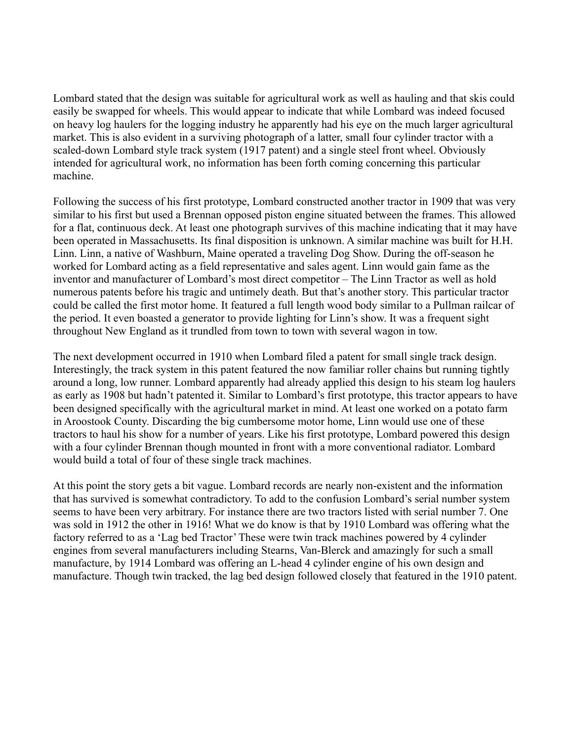Lombard stated that the design was suitable for agricultural work as well as hauling and that skis could easily be swapped for wheels. This would appear to indicate that while Lombard was indeed focused on heavy log haulers for the logging industry he apparently had his eye on the much larger agricultural market. This is also evident in a surviving photograph of a latter, small four cylinder tractor with a scaled-down Lombard style track system (1917 patent) and a single steel front wheel. Obviously intended for agricultural work, no information has been forth coming concerning this particular machine.

Following the success of his first prototype, Lombard constructed another tractor in 1909 that was very similar to his first but used a Brennan opposed piston engine situated between the frames. This allowed for a flat, continuous deck. At least one photograph survives of this machine indicating that it may have been operated in Massachusetts. Its final disposition is unknown. A similar machine was built for H.H. Linn. Linn, a native of Washburn, Maine operated a traveling Dog Show. During the off-season he worked for Lombard acting as a field representative and sales agent. Linn would gain fame as the inventor and manufacturer of Lombard's most direct competitor – The Linn Tractor as well as hold numerous patents before his tragic and untimely death. But that's another story. This particular tractor could be called the first motor home. It featured a full length wood body similar to a Pullman railcar of the period. It even boasted a generator to provide lighting for Linn's show. It was a frequent sight throughout New England as it trundled from town to town with several wagon in tow.

The next development occurred in 1910 when Lombard filed a patent for small single track design. Interestingly, the track system in this patent featured the now familiar roller chains but running tightly around a long, low runner. Lombard apparently had already applied this design to his steam log haulers as early as 1908 but hadn't patented it. Similar to Lombard's first prototype, this tractor appears to have been designed specifically with the agricultural market in mind. At least one worked on a potato farm in Aroostook County. Discarding the big cumbersome motor home, Linn would use one of these tractors to haul his show for a number of years. Like his first prototype, Lombard powered this design with a four cylinder Brennan though mounted in front with a more conventional radiator. Lombard would build a total of four of these single track machines.

At this point the story gets a bit vague. Lombard records are nearly non-existent and the information that has survived is somewhat contradictory. To add to the confusion Lombard's serial number system seems to have been very arbitrary. For instance there are two tractors listed with serial number 7. One was sold in 1912 the other in 1916! What we do know is that by 1910 Lombard was offering what the factory referred to as a 'Lag bed Tractor' These were twin track machines powered by 4 cylinder engines from several manufacturers including Stearns, Van-Blerck and amazingly for such a small manufacture, by 1914 Lombard was offering an L-head 4 cylinder engine of his own design and manufacture. Though twin tracked, the lag bed design followed closely that featured in the 1910 patent.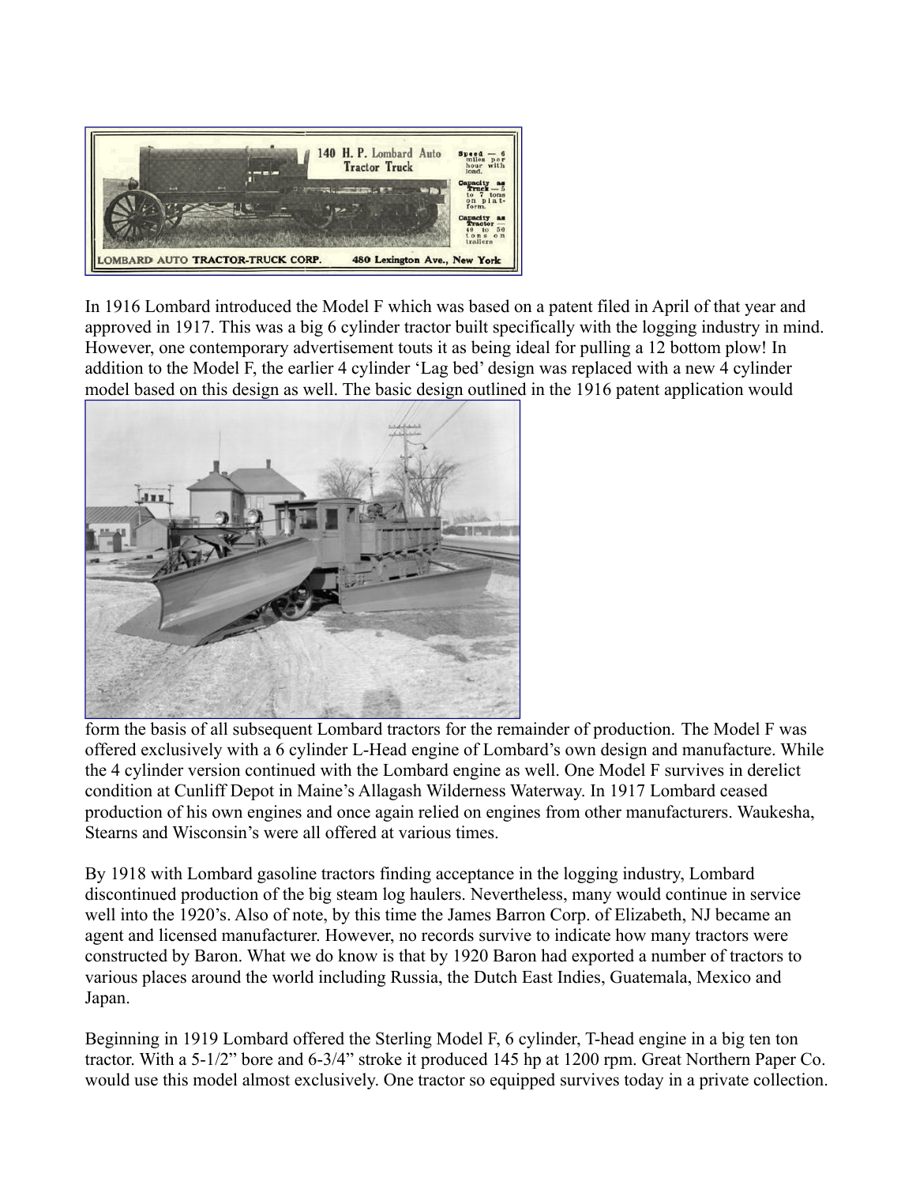In 1916 Lombard introduced the Model F which was based on a patent filed in April of that year and approved in 1917. This was a big 6 cylinder tractor built specifically with the logging industry in mind. However, one contemporary advertisement touts it as being ideal for pulling a 12 bottom plow! In addition to the Model F, the earlier 4 cylinder 'Lag bed' design was replaced with a new 4 cylinder model based on this design as well. The basic design outlined in the 1916 patent application would form the basis of all subsequent Lombard tractors for the remainder of production. The Model F was offered exclusively with a 6 cylinder L-Head engine of Lombard's own design and manufacture. While the 4 cylinder version continued with the Lombard engine as well. One Model F survives in derelict condition at Cunliff Depot in Maine's Allagash Wilderness Waterway. In 1917 Lombard ceased production of his own engines and once again relied on engines from other manufacturers. Waukesha, Stearns and Wisconsin's were all offered at various times.

By 1918 with Lombard gasoline tractors finding acceptance in the logging industry, Lombard discontinued production of the big steam log haulers. Nevertheless, many would continue in service well into the 1920's. Also of note, by this time the James Barron Corp. of Elizabeth, NJ became an agent and licensed manufacturer. However, no records survive to indicate how many tractors were constructed by Baron. What we do know is that by 1920 Baron had exported a number of tractors to various places around the world including Russia, the Dutch East Indies, Guatemala, Mexico and Japan.

Beginning in 1919 Lombard offered the Sterling Model F, 6 cylinder, T-head engine in a big ten ton tractor. With a 5-1/2" bore and 6-3/4" stroke it produced 145 hp at 1200 rpm. Great Northern Paper Co. would use this model almost exclusively. One tractor so equipped survives today in a private collection.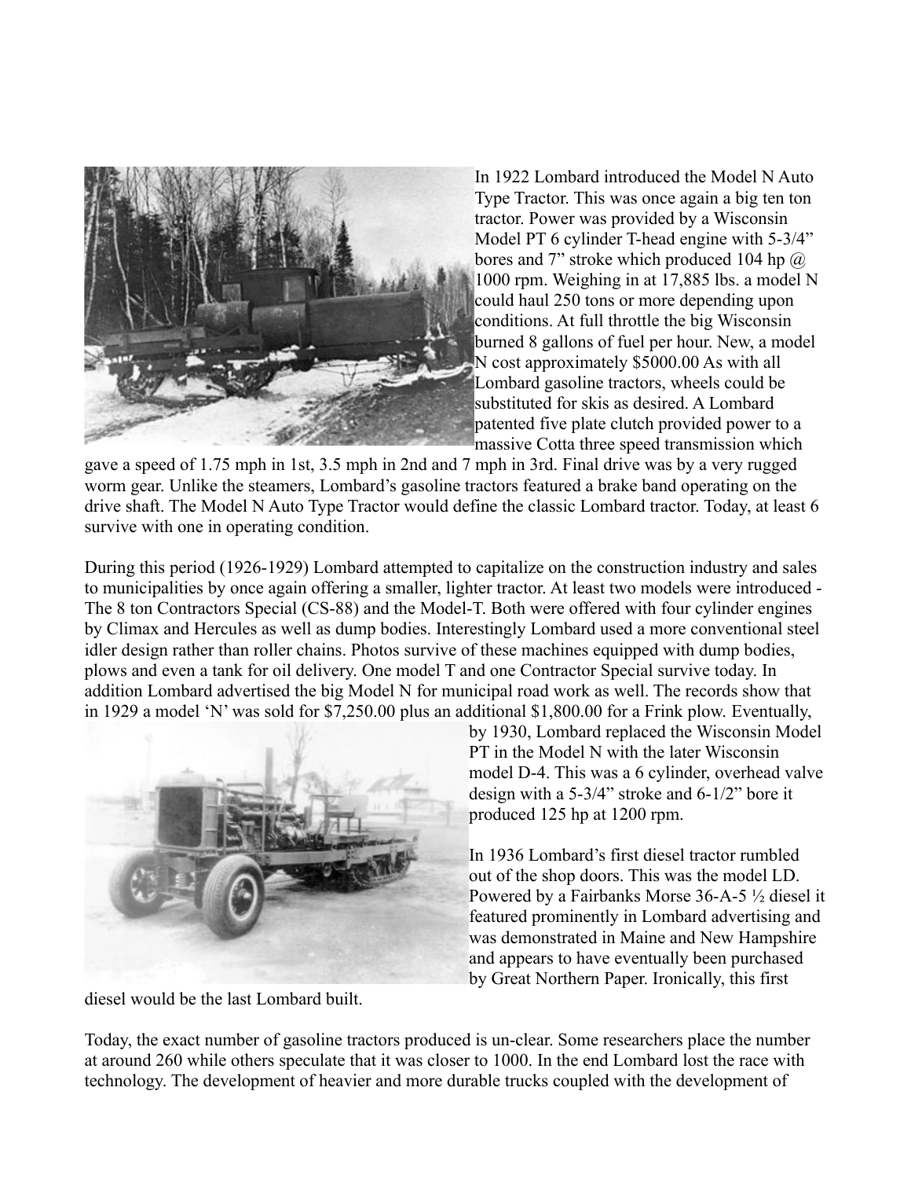In 1922 Lombard introduced the Model N Auto Type Tractor. This was once again a big ten ton tractor. Power was provided by a Wisconsin Model PT 6 cylinder T-head engine with 5-3/4" bores and 7" stroke which produced 104 hp @ 1000 rpm. Weighing in at 17,885 lbs. a model N could haul 250 tons or more depending upon conditions. At full throttle the big Wisconsin burned 8 gallons of fuel per hour. New, a model N cost approximately $5000.00 As with all Lombard gasoline tractors, wheels could be substituted for skis as desired. A Lombard patented five plate clutch provided power to a massive Cotta three speed transmission which gave a speed of 1.75 mph in 1st, 3.5 mph in 2nd and 7 mph in 3rd. Final drive was by a very rugged worm gear. Unlike the steamers, Lombard's gasoline tractors featured a brake band operating on the drive shaft. The Model N Auto Type Tractor would define the classic Lombard tractor. Today, at least 6 survive with one in operating condition.

During this period (1926-1929) Lombard attempted to capitalize on the construction industry and sales to municipalities by once again offering a smaller, lighter tractor. At least two models were introduced - The 8 ton Contractors Special (CS-88) and the Model-T. Both were offered with four cylinder engines by Climax and Hercules as well as dump bodies. Interestingly Lombard used a more conventional steel idler design rather than roller chains. Photos survive of these machines equipped with dump bodies, plows and even a tank for oil delivery. One model T and one Contractor Special survive today. In addition Lombard advertised the big Model N for municipal road work as well. The records show that in 1929 a model 'N' was sold for $7,250.00 plus an additional $1,800.00 for a Frink plow. Eventually, by 1930, Lombard replaced the Wisconsin Model PT in the Model N with the later Wisconsin model D-4. This was a 6 cylinder, overhead valve design with a 5-3/4" stroke and 6-1/2" bore it produced 125 hp at 1200 rpm.

In 1936 Lombard's first diesel tractor rumbled out of the shop doors. This was the model LD. Powered by a Fairbanks Morse 36-A-5 ½ diesel it featured prominently in Lombard advertising and was demonstrated in Maine and New Hampshire and appears to have eventually been purchased by Great Northern Paper. Ironically, this first diesel would be the last Lombard built.

Today, the exact number of gasoline tractors produced is un-clear. Some researchers place the number at around 260 while others speculate that it was closer to 1000. In the end Lombard lost the race with technology. The development of heavier and more durable trucks coupled with the development of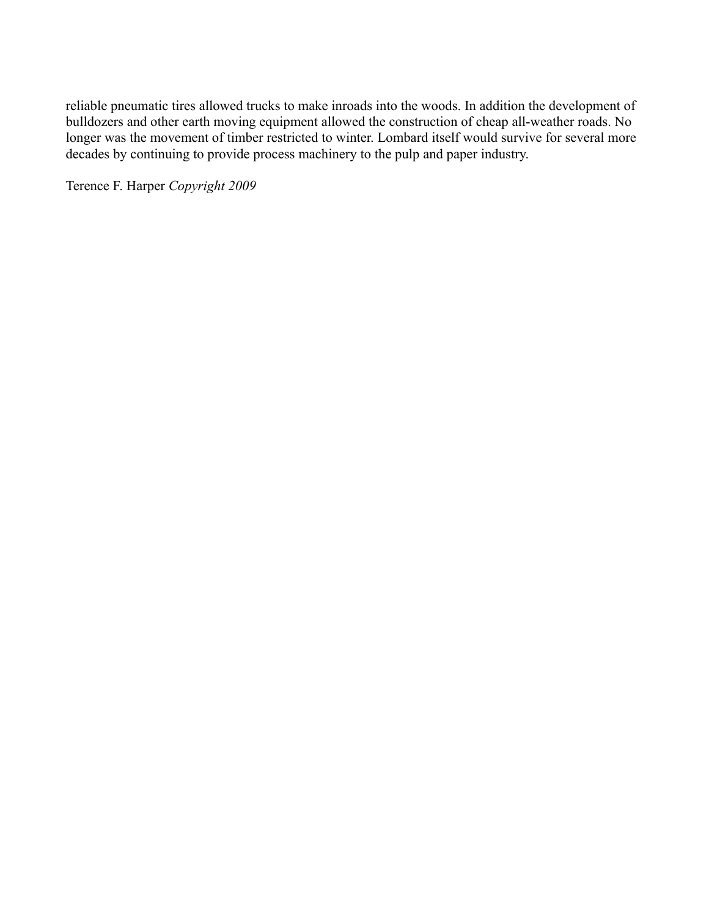reliable pneumatic tires allowed trucks to make inroads into the woods. In addition the development of bulldozers and other earth moving equipment allowed the construction of cheap all-weather roads. No longer was the movement of timber restricted to winter. Lombard itself would survive for several more decades by continuing to provide process machinery to the pulp and paper industry.

Terence F. Harper *Copyright 2009*